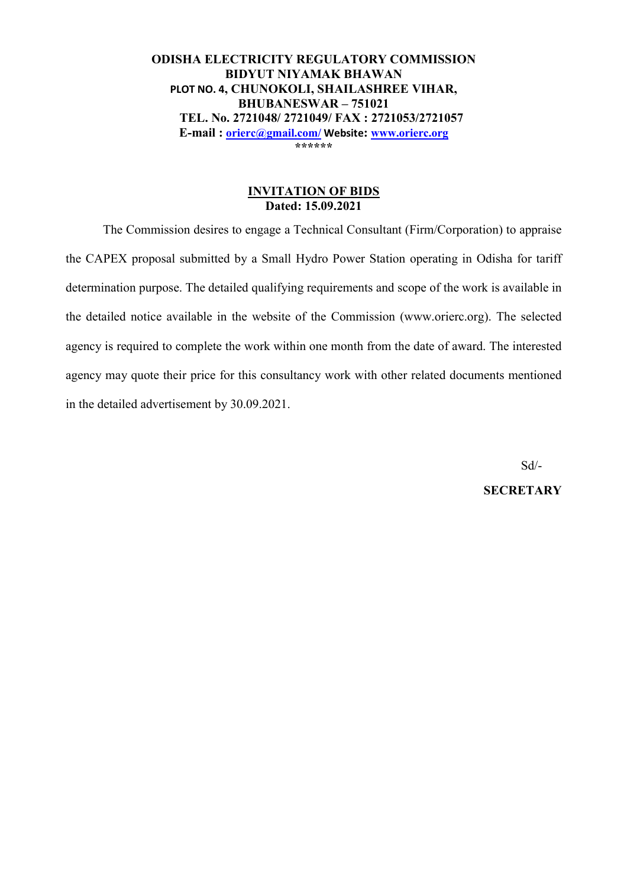**ODISHA ELECTRICITY REGULATORY COMMISSION**
**BIDYUT NIYAMAK BHAWAN**
**PLOT NO. 4, CHUNOKOLI, SHAILASHREE VIHAR,**
**BHUBANESWAR – 751021**
**TEL. No. 2721048/ 2721049/ FAX : 2721053/2721057**
**E-mail : orierc@gmail.com/ Website: www.orierc.org**
**\*\*\*\*\*\***

## INVITATION OF BIDS

**Dated: 15.09.2021**

The Commission desires to engage a Technical Consultant (Firm/Corporation) to appraise the CAPEX proposal submitted by a Small Hydro Power Station operating in Odisha for tariff determination purpose. The detailed qualifying requirements and scope of the work is available in the detailed notice available in the website of the Commission (www.orierc.org). The selected agency is required to complete the work within one month from the date of award. The interested agency may quote their price for this consultancy work with other related documents mentioned in the detailed advertisement by 30.09.2021.

Sd/-

**SECRETARY**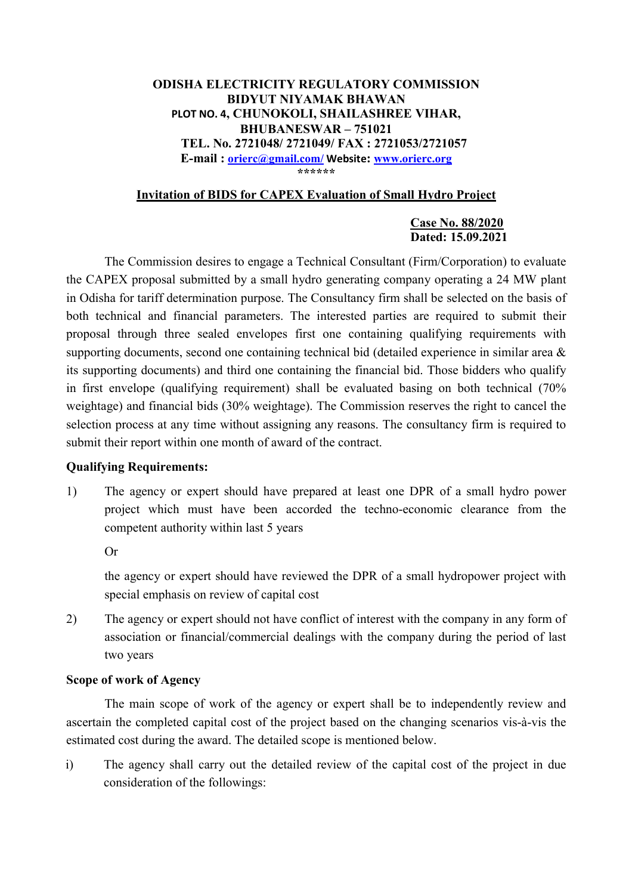**ODISHA ELECTRICITY REGULATORY COMMISSION**
**BIDYUT NIYAMAK BHAWAN**
**PLOT NO. 4, CHUNOKOLI, SHAILASHREE VIHAR,**
**BHUBANESWAR – 751021**
**TEL. No. 2721048/ 2721049/ FAX : 2721053/2721057**
**E-mail : orierc@gmail.com/ Website: www.orierc.org**
******

## Invitation of BIDS for CAPEX Evaluation of Small Hydro Project

**Case No. 88/2020**
**Dated: 15.09.2021**

The Commission desires to engage a Technical Consultant (Firm/Corporation) to evaluate the CAPEX proposal submitted by a small hydro generating company operating a 24 MW plant in Odisha for tariff determination purpose. The Consultancy firm shall be selected on the basis of both technical and financial parameters. The interested parties are required to submit their proposal through three sealed envelopes first one containing qualifying requirements with supporting documents, second one containing technical bid (detailed experience in similar area & its supporting documents) and third one containing the financial bid. Those bidders who qualify in first envelope (qualifying requirement) shall be evaluated basing on both technical (70% weightage) and financial bids (30% weightage). The Commission reserves the right to cancel the selection process at any time without assigning any reasons. The consultancy firm is required to submit their report within one month of award of the contract.

### Qualifying Requirements:

1) The agency or expert should have prepared at least one DPR of a small hydro power project which must have been accorded the techno-economic clearance from the competent authority within last 5 years

   Or

   the agency or expert should have reviewed the DPR of a small hydropower project with special emphasis on review of capital cost

2) The agency or expert should not have conflict of interest with the company in any form of association or financial/commercial dealings with the company during the period of last two years

### Scope of work of Agency

The main scope of work of the agency or expert shall be to independently review and ascertain the completed capital cost of the project based on the changing scenarios vis-à-vis the estimated cost during the award. The detailed scope is mentioned below.

i) The agency shall carry out the detailed review of the capital cost of the project in due consideration of the followings: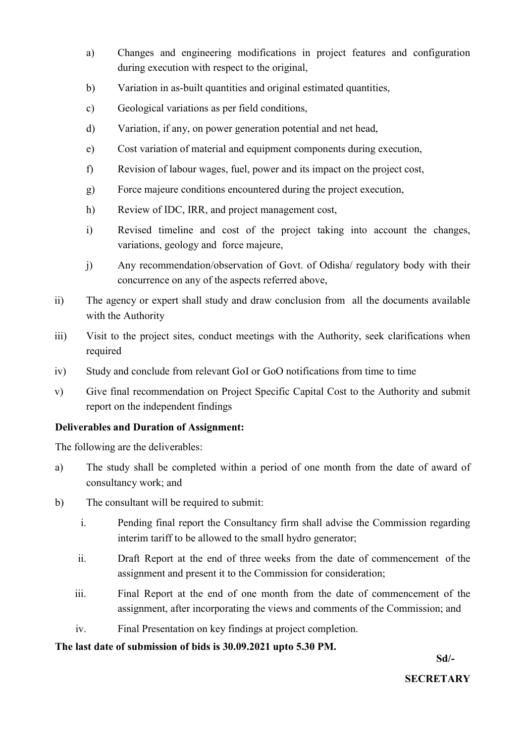a) Changes and engineering modifications in project features and configuration during execution with respect to the original,

b) Variation in as-built quantities and original estimated quantities,

c) Geological variations as per field conditions,

d) Variation, if any, on power generation potential and net head,

e) Cost variation of material and equipment components during execution,

f) Revision of labour wages, fuel, power and its impact on the project cost,

g) Force majeure conditions encountered during the project execution,

h) Review of IDC, IRR, and project management cost,

i) Revised timeline and cost of the project taking into account the changes, variations, geology and force majeure,

j) Any recommendation/observation of Govt. of Odisha/ regulatory body with their concurrence on any of the aspects referred above,

ii) The agency or expert shall study and draw conclusion from all the documents available with the Authority

iii) Visit to the project sites, conduct meetings with the Authority, seek clarifications when required

iv) Study and conclude from relevant GoI or GoO notifications from time to time

v) Give final recommendation on Project Specific Capital Cost to the Authority and submit report on the independent findings

**Deliverables and Duration of Assignment:**

The following are the deliverables:

a) The study shall be completed within a period of one month from the date of award of consultancy work; and

b) The consultant will be required to submit:

   i. Pending final report the Consultancy firm shall advise the Commission regarding interim tariff to be allowed to the small hydro generator;

   ii. Draft Report at the end of three weeks from the date of commencement of the assignment and present it to the Commission for consideration;

   iii. Final Report at the end of one month from the date of commencement of the assignment, after incorporating the views and comments of the Commission; and

   iv. Final Presentation on key findings at project completion.

**The last date of submission of bids is 30.09.2021 upto 5.30 PM.**

**Sd/-**

**SECRETARY**